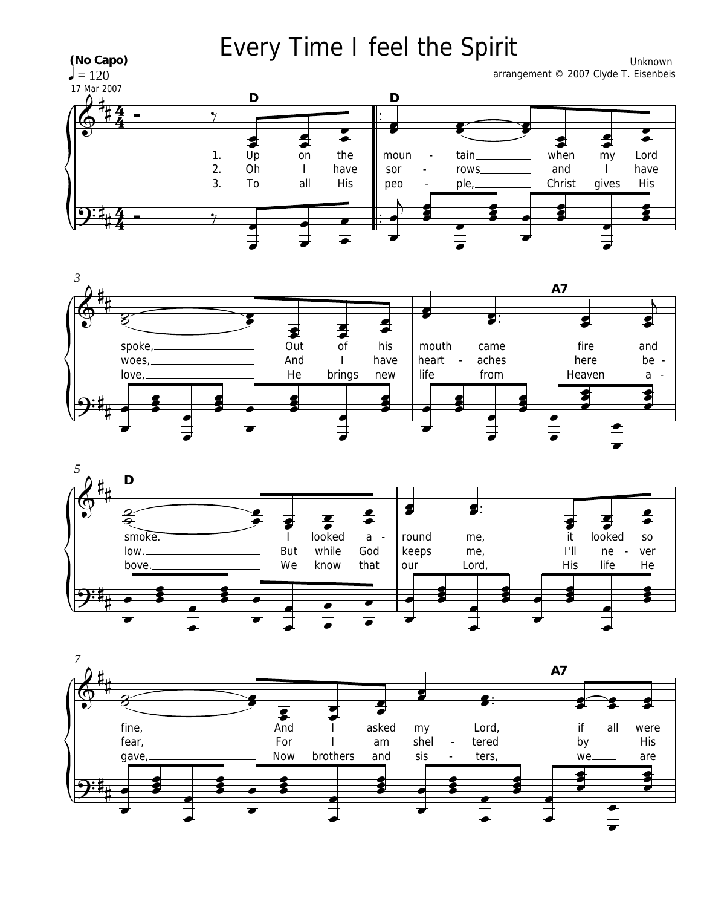# Every Time I feel the Spirit

**(No Capo)**
♩ = 120
17 Mar 2007

Unknown
arrangement © 2007 Clyde T. Eisenbeis

1. Up on the mountain when my Lord spoke, Out of his mouth came fire and smoke. I looked around me, it looked so fine, And I asked my Lord, if all were

2. Oh I have sorrows and I have woes, And I have heartaches here below. But while God keeps me, I'll never fear, For I am sheltered by His

3. To all His people, Christ gives His love, He brings new life from Heaven above. We know that our Lord, His life He gave, Now brothers and sisters, we are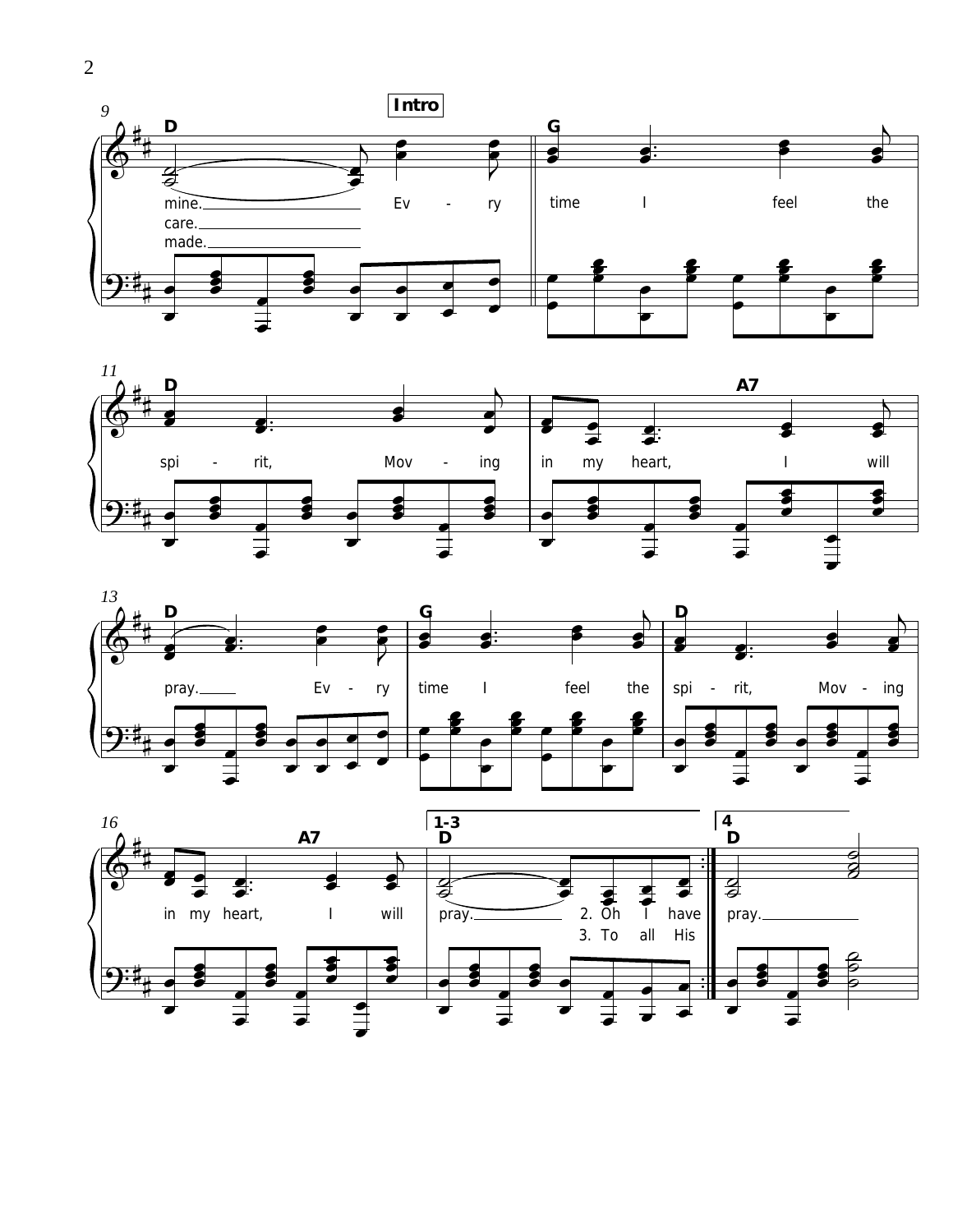**Intro**

D G D A7 D G D A7 D D

mine. Ev - ry time I feel the spi - rit, Mov - ing in my heart, I will pray. Ev - ry time I feel the spi - rit, Mov - ing in my heart, I will pray. 2. Oh I have pray.

care. 3. To all His

made.